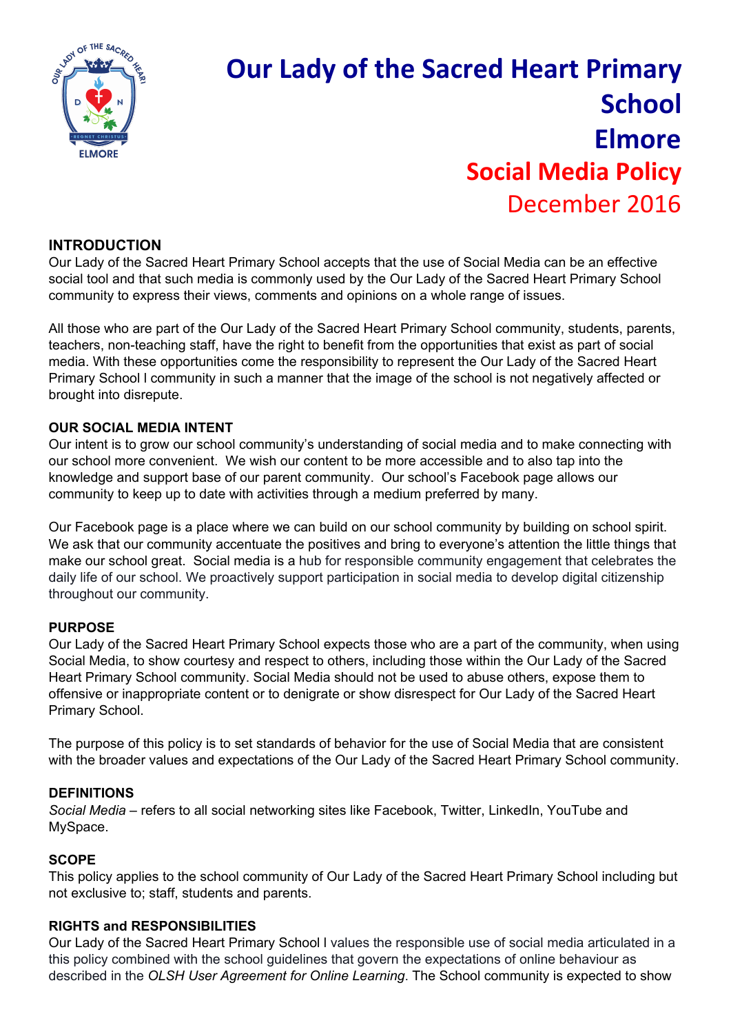# Our Lady of the Sacred Heart Primary School Elmore

## Social Media Policy

December 2016

### INTRODUCTION

Our Lady of the Sacred Heart Primary School accepts that the use of Social Media can be an effective social tool and that such media is commonly used by the Our Lady of the Sacred Heart Primary School community to express their views, comments and opinions on a whole range of issues.

All those who are part of the Our Lady of the Sacred Heart Primary School community, students, parents, teachers, non-teaching staff, have the right to benefit from the opportunities that exist as part of social media. With these opportunities come the responsibility to represent the Our Lady of the Sacred Heart Primary School l community in such a manner that the image of the school is not negatively affected or brought into disrepute.

### OUR SOCIAL MEDIA INTENT

Our intent is to grow our school community's understanding of social media and to make connecting with our school more convenient. We wish our content to be more accessible and to also tap into the knowledge and support base of our parent community. Our school's Facebook page allows our community to keep up to date with activities through a medium preferred by many.

Our Facebook page is a place where we can build on our school community by building on school spirit. We ask that our community accentuate the positives and bring to everyone's attention the little things that make our school great. Social media is a hub for responsible community engagement that celebrates the daily life of our school. We proactively support participation in social media to develop digital citizenship throughout our community.

### PURPOSE

Our Lady of the Sacred Heart Primary School expects those who are a part of the community, when using Social Media, to show courtesy and respect to others, including those within the Our Lady of the Sacred Heart Primary School community. Social Media should not be used to abuse others, expose them to offensive or inappropriate content or to denigrate or show disrespect for Our Lady of the Sacred Heart Primary School.

The purpose of this policy is to set standards of behavior for the use of Social Media that are consistent with the broader values and expectations of the Our Lady of the Sacred Heart Primary School community.

### DEFINITIONS

*Social Media* – refers to all social networking sites like Facebook, Twitter, LinkedIn, YouTube and MySpace.

### SCOPE

This policy applies to the school community of Our Lady of the Sacred Heart Primary School including but not exclusive to; staff, students and parents.

### RIGHTS and RESPONSIBILITIES

Our Lady of the Sacred Heart Primary School l values the responsible use of social media articulated in a this policy combined with the school guidelines that govern the expectations of online behaviour as described in the *OLSH User Agreement for Online Learning*. The School community is expected to show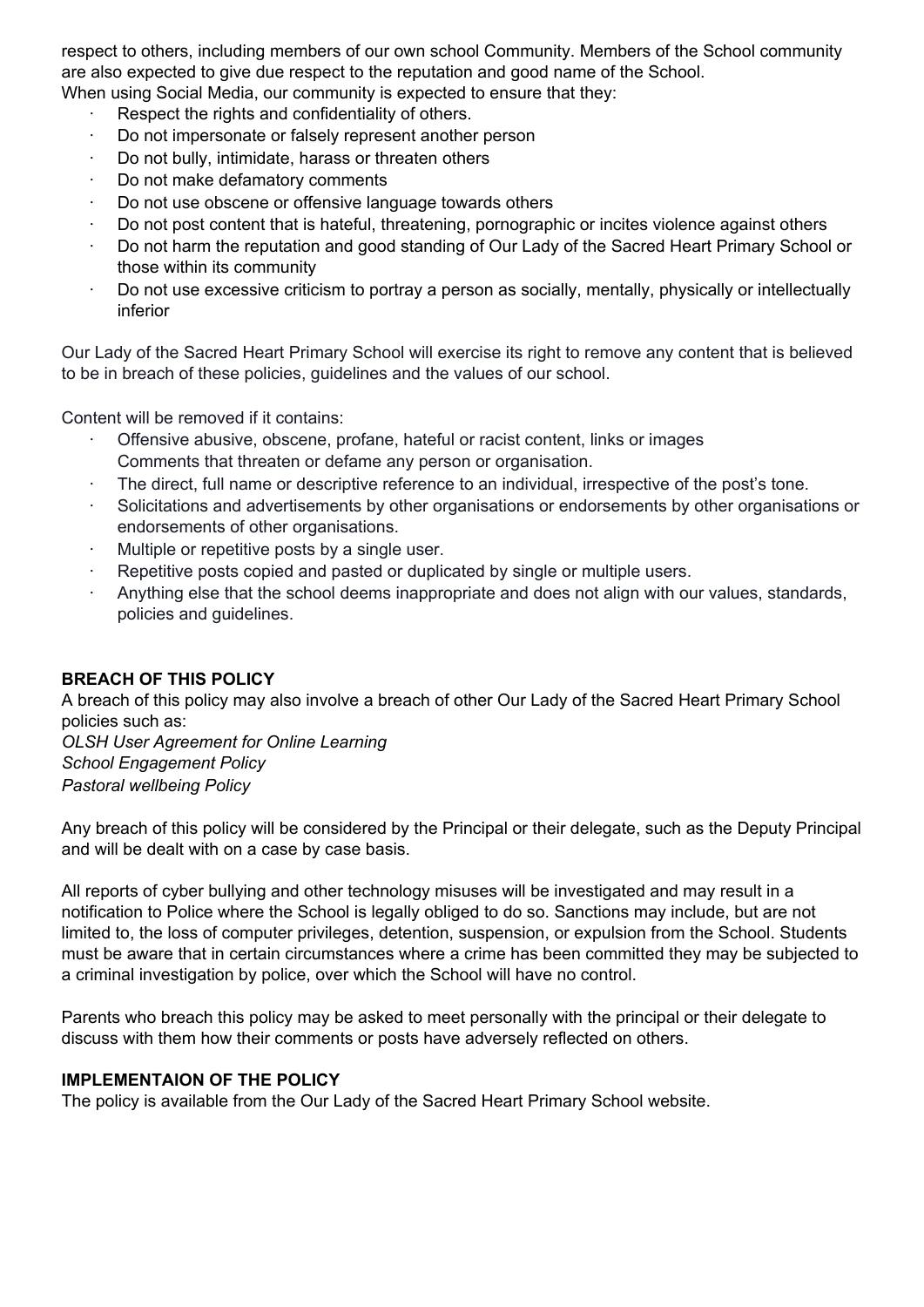respect to others, including members of our own school Community. Members of the School community are also expected to give due respect to the reputation and good name of the School.
When using Social Media, our community is expected to ensure that they:

- Respect the rights and confidentiality of others.
- Do not impersonate or falsely represent another person
- Do not bully, intimidate, harass or threaten others
- Do not make defamatory comments
- Do not use obscene or offensive language towards others
- Do not post content that is hateful, threatening, pornographic or incites violence against others
- Do not harm the reputation and good standing of Our Lady of the Sacred Heart Primary School or those within its community
- Do not use excessive criticism to portray a person as socially, mentally, physically or intellectually inferior

Our Lady of the Sacred Heart Primary School will exercise its right to remove any content that is believed to be in breach of these policies, guidelines and the values of our school.

Content will be removed if it contains:

- Offensive abusive, obscene, profane, hateful or racist content, links or images
  Comments that threaten or defame any person or organisation.
- The direct, full name or descriptive reference to an individual, irrespective of the post's tone.
- Solicitations and advertisements by other organisations or endorsements by other organisations or endorsements of other organisations.
- Multiple or repetitive posts by a single user.
- Repetitive posts copied and pasted or duplicated by single or multiple users.
- Anything else that the school deems inappropriate and does not align with our values, standards, policies and guidelines.

**BREACH OF THIS POLICY**

A breach of this policy may also involve a breach of other Our Lady of the Sacred Heart Primary School policies such as:
*OLSH User Agreement for Online Learning*
*School Engagement Policy*
*Pastoral wellbeing Policy*

Any breach of this policy will be considered by the Principal or their delegate, such as the Deputy Principal and will be dealt with on a case by case basis.

All reports of cyber bullying and other technology misuses will be investigated and may result in a notification to Police where the School is legally obliged to do so. Sanctions may include, but are not limited to, the loss of computer privileges, detention, suspension, or expulsion from the School. Students must be aware that in certain circumstances where a crime has been committed they may be subjected to a criminal investigation by police, over which the School will have no control.

Parents who breach this policy may be asked to meet personally with the principal or their delegate to discuss with them how their comments or posts have adversely reflected on others.

**IMPLEMENTAION OF THE POLICY**

The policy is available from the Our Lady of the Sacred Heart Primary School website.